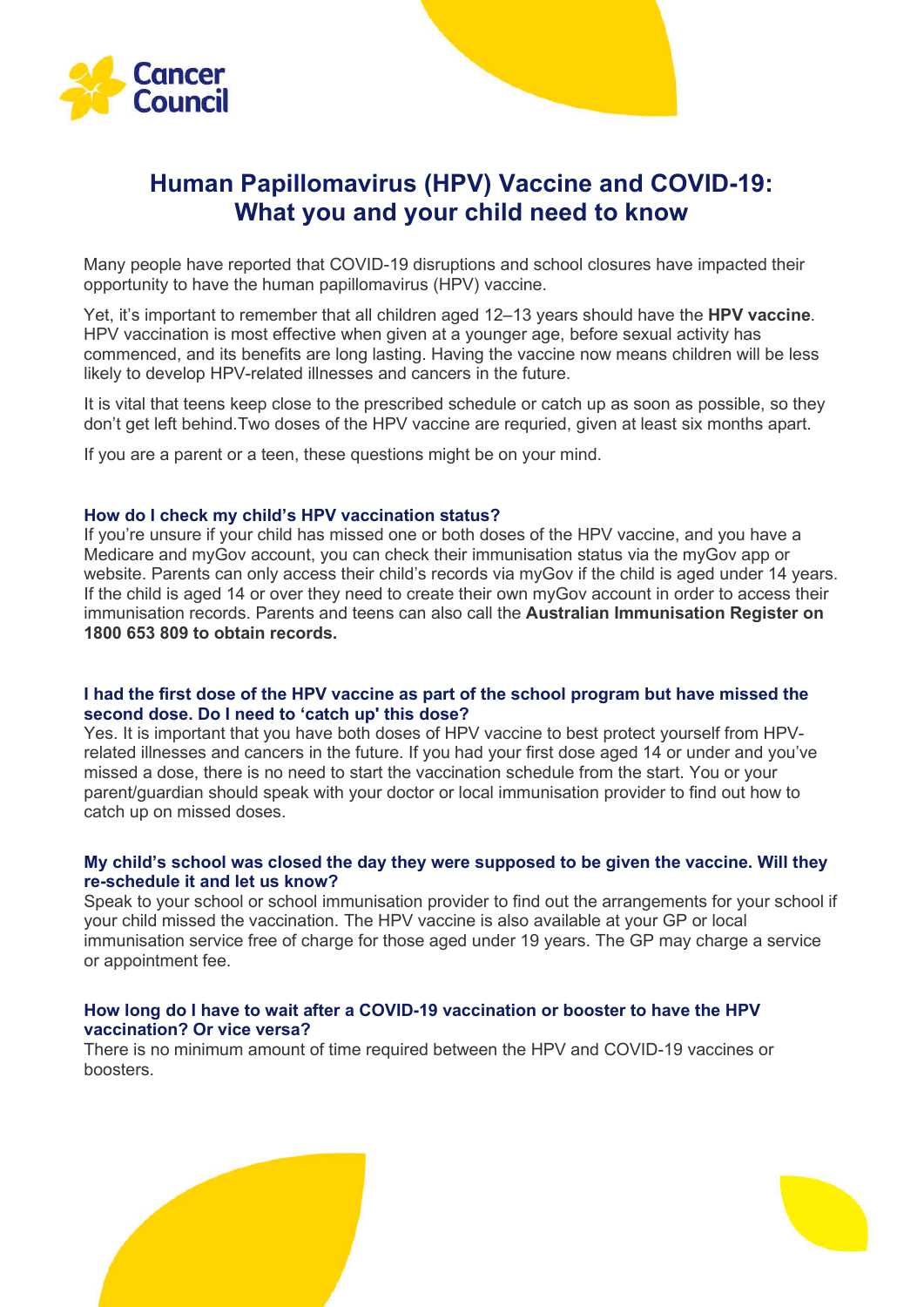Cancer Council

# Human Papillomavirus (HPV) Vaccine and COVID-19: What you and your child need to know

Many people have reported that COVID-19 disruptions and school closures have impacted their opportunity to have the human papillomavirus (HPV) vaccine.

Yet, it's important to remember that all children aged 12–13 years should have the **HPV vaccine**. HPV vaccination is most effective when given at a younger age, before sexual activity has commenced, and its benefits are long lasting. Having the vaccine now means children will be less likely to develop HPV-related illnesses and cancers in the future.

It is vital that teens keep close to the prescribed schedule or catch up as soon as possible, so they don't get left behind.Two doses of the HPV vaccine are requried, given at least six months apart.

If you are a parent or a teen, these questions might be on your mind.

### How do I check my child's HPV vaccination status?

If you're unsure if your child has missed one or both doses of the HPV vaccine, and you have a Medicare and myGov account, you can check their immunisation status via the myGov app or website. Parents can only access their child's records via myGov if the child is aged under 14 years. If the child is aged 14 or over they need to create their own myGov account in order to access their immunisation records. Parents and teens can also call the **Australian Immunisation Register on 1800 653 809 to obtain records.**

### I had the first dose of the HPV vaccine as part of the school program but have missed the second dose. Do I need to 'catch up' this dose?

Yes. It is important that you have both doses of HPV vaccine to best protect yourself from HPV-related illnesses and cancers in the future. If you had your first dose aged 14 or under and you've missed a dose, there is no need to start the vaccination schedule from the start. You or your parent/guardian should speak with your doctor or local immunisation provider to find out how to catch up on missed doses.

### My child's school was closed the day they were supposed to be given the vaccine. Will they re-schedule it and let us know?

Speak to your school or school immunisation provider to find out the arrangements for your school if your child missed the vaccination. The HPV vaccine is also available at your GP or local immunisation service free of charge for those aged under 19 years. The GP may charge a service or appointment fee.

### How long do I have to wait after a COVID-19 vaccination or booster to have the HPV vaccination? Or vice versa?

There is no minimum amount of time required between the HPV and COVID-19 vaccines or boosters.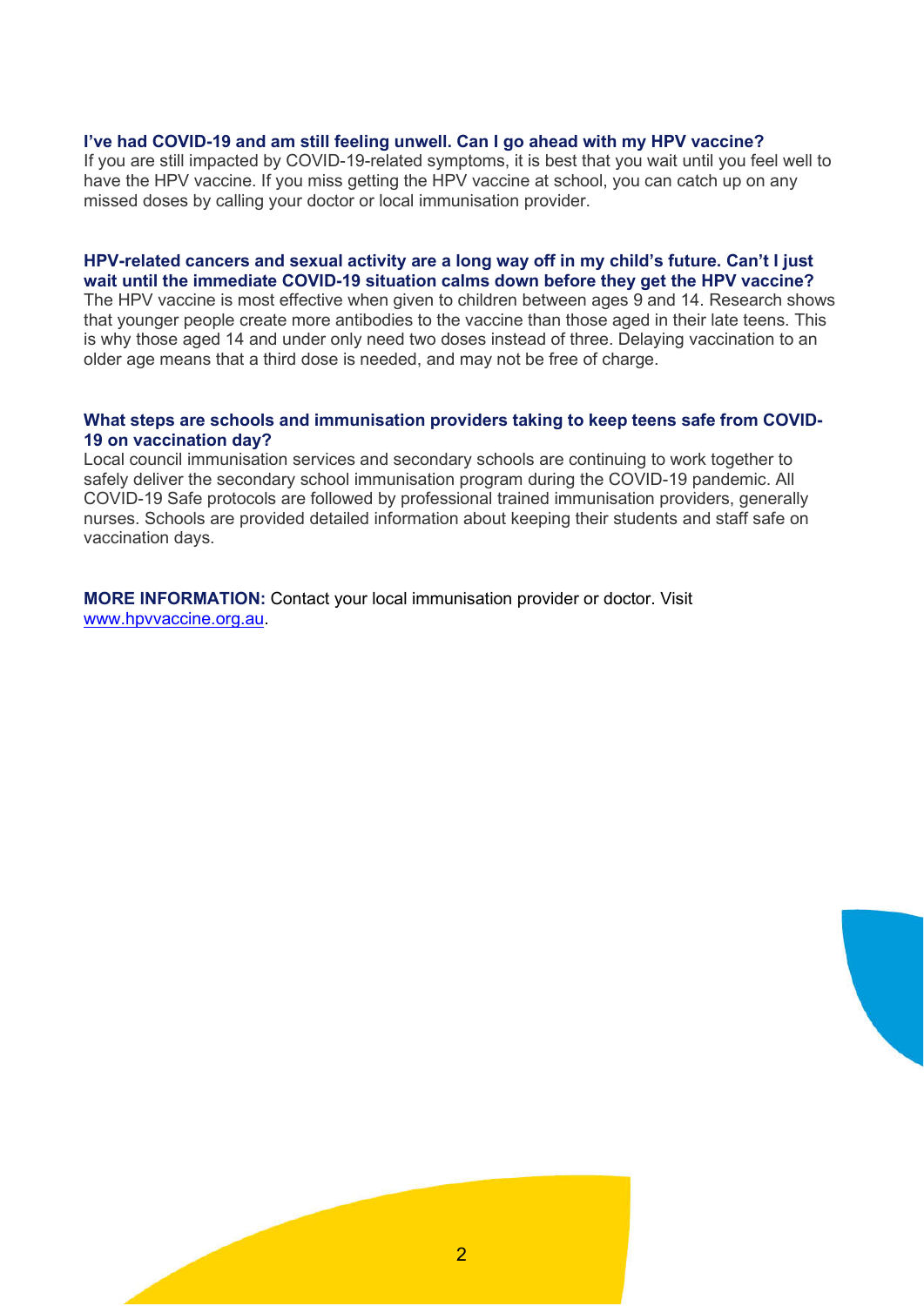**I've had COVID-19 and am still feeling unwell. Can I go ahead with my HPV vaccine?**

If you are still impacted by COVID-19-related symptoms, it is best that you wait until you feel well to have the HPV vaccine. If you miss getting the HPV vaccine at school, you can catch up on any missed doses by calling your doctor or local immunisation provider.

**HPV-related cancers and sexual activity are a long way off in my child's future. Can't I just wait until the immediate COVID-19 situation calms down before they get the HPV vaccine?**

The HPV vaccine is most effective when given to children between ages 9 and 14. Research shows that younger people create more antibodies to the vaccine than those aged in their late teens. This is why those aged 14 and under only need two doses instead of three. Delaying vaccination to an older age means that a third dose is needed, and may not be free of charge.

**What steps are schools and immunisation providers taking to keep teens safe from COVID-19 on vaccination day?**

Local council immunisation services and secondary schools are continuing to work together to safely deliver the secondary school immunisation program during the COVID-19 pandemic. All COVID-19 Safe protocols are followed by professional trained immunisation providers, generally nurses. Schools are provided detailed information about keeping their students and staff safe on vaccination days.

**MORE INFORMATION:** Contact your local immunisation provider or doctor. Visit [www.hpvvaccine.org.au](http://www.hpvvaccine.org.au).